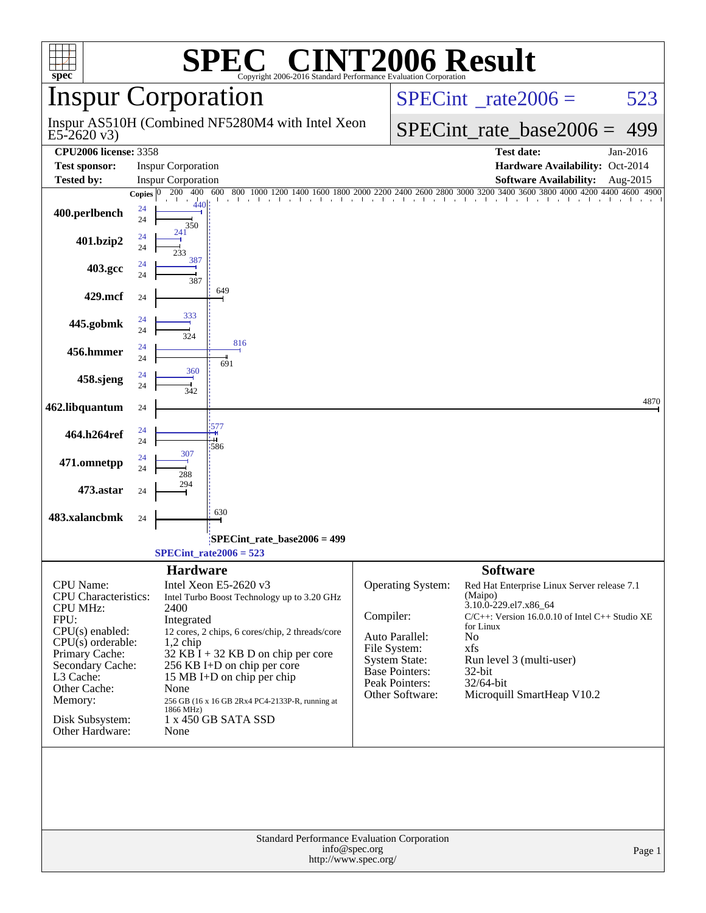# SPEC® CINT2006 Result

Copyright 2006-2016 Standard Performance Evaluation Corporation

## Inspur Corporation

Inspur AS510H (Combined NF5280M4 with Intel Xeon E5-2620 v3)

SPECint_rate2006 = 523

SPECint_rate_base2006 = 499

**CPU2006 license:** 3358

**Test sponsor:** Inspur Corporation

**Tested by:** Inspur Corporation

**Test date:** Jan-2016

**Hardware Availability:** Oct-2014

**Software Availability:** Aug-2015

| Benchmark | Copies | Peak | Base |
|---|---|---|---|
| 400.perlbench | 24 | 440 | 350 |
| 401.bzip2 | 24 | 241 | 233 |
| 403.gcc | 24 | 387 | 387 |
| 429.mcf | 24 | | 649 |
| 445.gobmk | 24 | 333 | 324 |
| 456.hmmer | 24 | 816 | 691 |
| 458.sjeng | 24 | 360 | 342 |
| 462.libquantum | 24 | | 4870 |
| 464.h264ref | 24 | 577 | 586 |
| 471.omnetpp | 24 | 307 | 288 |
| 473.astar | 24 | | 294 |
| 483.xalancbmk | 24 | | 630 |

SPECint_rate_base2006 = 499

SPECint_rate2006 = 523

### Hardware

| | |
|---|---|
| CPU Name: | Intel Xeon E5-2620 v3 |
| CPU Characteristics: | Intel Turbo Boost Technology up to 3.20 GHz |
| CPU MHz: | 2400 |
| FPU: | Integrated |
| CPU(s) enabled: | 12 cores, 2 chips, 6 cores/chip, 2 threads/core |
| CPU(s) orderable: | 1,2 chip |
| Primary Cache: | 32 KB I + 32 KB D on chip per core |
| Secondary Cache: | 256 KB I+D on chip per core |
| L3 Cache: | 15 MB I+D on chip per chip |
| Other Cache: | None |
| Memory: | 256 GB (16 x 16 GB 2Rx4 PC4-2133P-R, running at 1866 MHz) |
| Disk Subsystem: | 1 x 450 GB SATA SSD |
| Other Hardware: | None |

### Software

| | |
|---|---|
| Operating System: | Red Hat Enterprise Linux Server release 7.1 (Maipo) 3.10.0-229.el7.x86_64 |
| Compiler: | C/C++: Version 16.0.0.10 of Intel C++ Studio XE for Linux |
| Auto Parallel: | No |
| File System: | xfs |
| System State: | Run level 3 (multi-user) |
| Base Pointers: | 32-bit |
| Peak Pointers: | 32/64-bit |
| Other Software: | Microquill SmartHeap V10.2 |

Standard Performance Evaluation Corporation
info@spec.org
http://www.spec.org/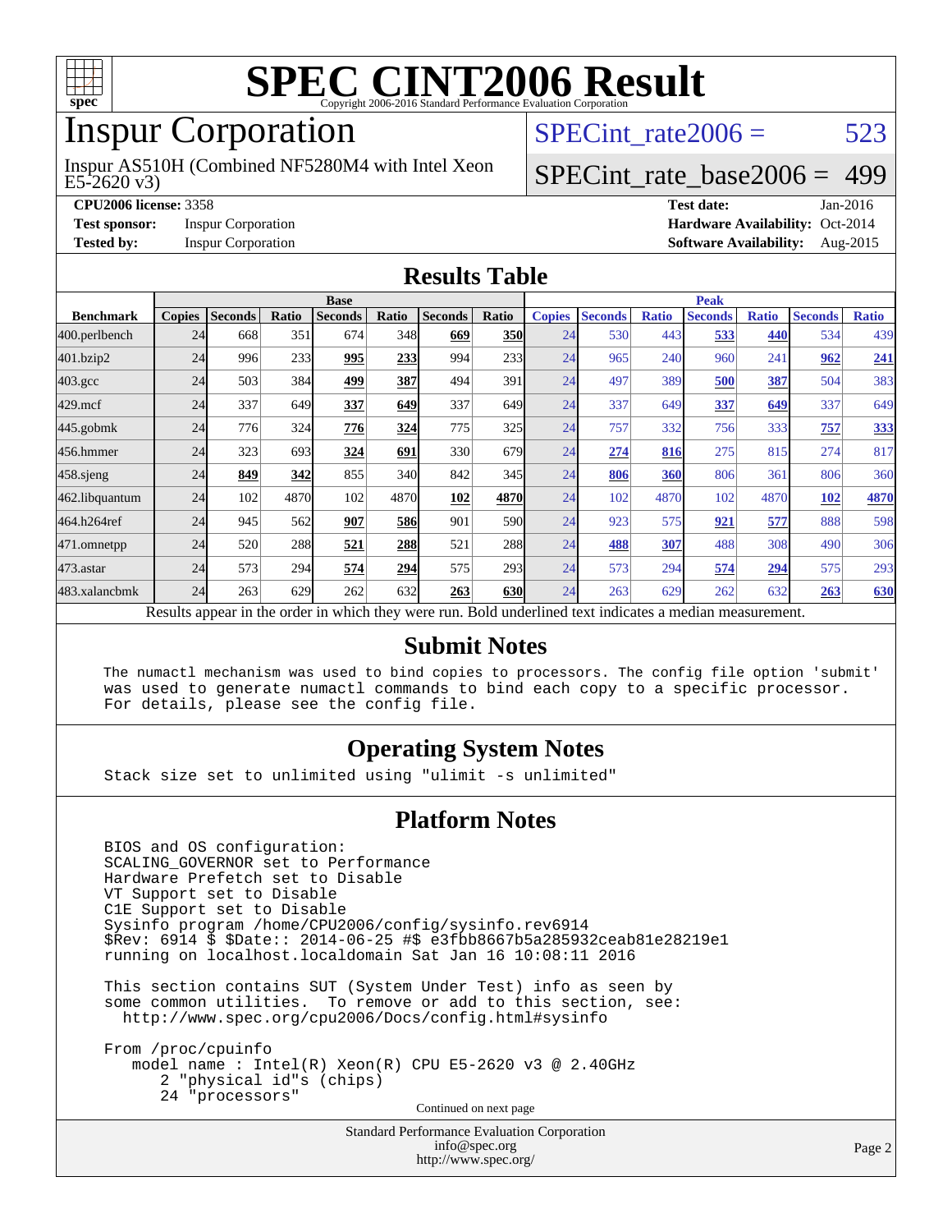# SPEC CINT2006 Result

Copyright 2006-2016 Standard Performance Evaluation Corporation

## Inspur Corporation

Inspur AS510H (Combined NF5280M4 with Intel Xeon E5-2620 v3)

SPECint_rate2006 = 523

SPECint_rate_base2006 = 499

**CPU2006 license:** 3358
**Test sponsor:** Inspur Corporation
**Tested by:** Inspur Corporation

**Test date:** Jan-2016
**Hardware Availability:** Oct-2014
**Software Availability:** Aug-2015

## Results Table

| | Base | | | | | | | Peak | | | | | | |
|---|---|---|---|---|---|---|---|---|---|---|---|---|---|---|
| **Benchmark** | **Copies** | **Seconds** | **Ratio** | **Seconds** | **Ratio** | **Seconds** | **Ratio** | **Copies** | **Seconds** | **Ratio** | **Seconds** | **Ratio** | **Seconds** | **Ratio** |
| 400.perlbench | 24 | 668 | 351 | 674 | 348 | **669** | **350** | 24 | 530 | 443 | **533** | **440** | 534 | 439 |
| 401.bzip2 | 24 | 996 | 233 | **995** | **233** | 994 | 233 | 24 | 965 | 240 | 960 | 241 | **962** | **241** |
| 403.gcc | 24 | 503 | 384 | **499** | **387** | 494 | 391 | 24 | 497 | 389 | **500** | **387** | 504 | 383 |
| 429.mcf | 24 | 337 | 649 | **337** | **649** | 337 | 649 | 24 | 337 | 649 | **337** | **649** | 337 | 649 |
| 445.gobmk | 24 | 776 | 324 | **776** | **324** | 775 | 325 | 24 | 757 | 332 | 756 | 333 | **757** | **333** |
| 456.hmmer | 24 | 323 | 693 | **324** | **691** | 330 | 679 | 24 | **274** | **816** | 275 | 815 | 274 | 817 |
| 458.sjeng | 24 | **849** | **342** | 855 | 340 | 842 | 345 | 24 | **806** | **360** | 806 | 361 | 806 | 360 |
| 462.libquantum | 24 | 102 | 4870 | 102 | 4870 | **102** | **4870** | 24 | 102 | 4870 | 102 | 4870 | **102** | **4870** |
| 464.h264ref | 24 | 945 | 562 | **907** | **586** | 901 | 590 | 24 | 923 | 575 | **921** | **577** | 888 | 598 |
| 471.omnetpp | 24 | 520 | 288 | **521** | **288** | 521 | 288 | 24 | **488** | **307** | 488 | 308 | 490 | 306 |
| 473.astar | 24 | 573 | 294 | **574** | **294** | 575 | 293 | 24 | 573 | 294 | **574** | **294** | 575 | 293 |
| 483.xalancbmk | 24 | 263 | 629 | 262 | 632 | **263** | **630** | 24 | 263 | 629 | 262 | 632 | **263** | **630** |

Results appear in the order in which they were run. Bold underlined text indicates a median measurement.

## Submit Notes

```
The numactl mechanism was used to bind copies to processors. The config file option 'submit'
was used to generate numactl commands to bind each copy to a specific processor.
For details, please see the config file.
```

## Operating System Notes

```
Stack size set to unlimited using "ulimit -s unlimited"
```

## Platform Notes

```
BIOS and OS configuration:
SCALING_GOVERNOR set to Performance
Hardware Prefetch set to Disable
VT Support set to Disable
C1E Support set to Disable
Sysinfo program /home/CPU2006/config/sysinfo.rev6914
$Rev: 6914 $ $Date:: 2014-06-25 #$ e3fbb8667b5a285932ceab81e28219e1
running on localhost.localdomain Sat Jan 16 10:08:11 2016

This section contains SUT (System Under Test) info as seen by
some common utilities.  To remove or add to this section, see:
  http://www.spec.org/cpu2006/Docs/config.html#sysinfo

From /proc/cpuinfo
   model name : Intel(R) Xeon(R) CPU E5-2620 v3 @ 2.40GHz
      2 "physical id"s (chips)
      24 "processors"
```

Continued on next page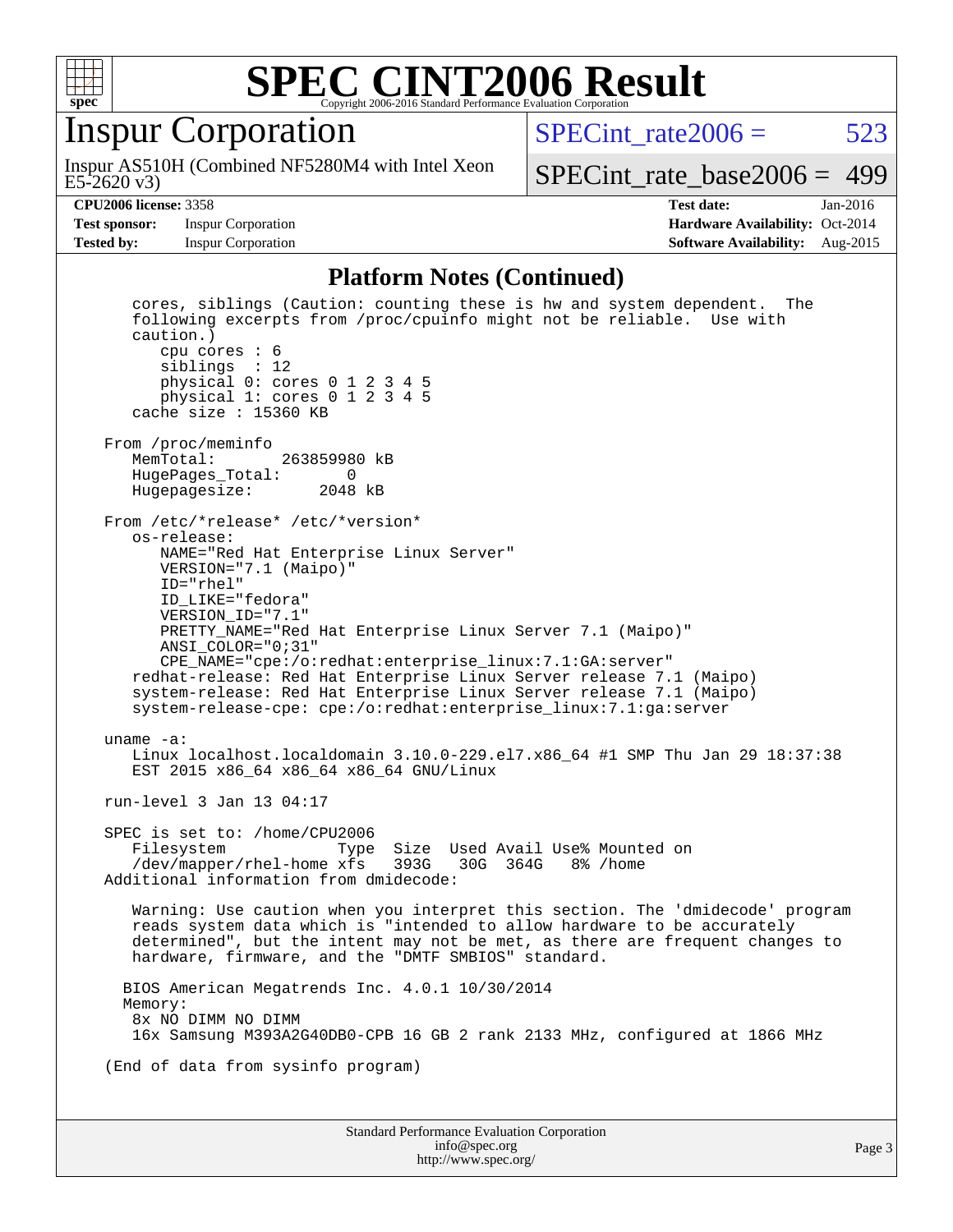# SPEC CINT2006 Result

## Inspur Corporation

Inspur AS510H (Combined NF5280M4 with Intel Xeon E5-2620 v3)

SPECint_rate2006 = 523

SPECint_rate_base2006 = 499

**CPU2006 license:** 3358

**Test sponsor:** Inspur Corporation

**Tested by:** Inspur Corporation

**Test date:** Jan-2016

**Hardware Availability:** Oct-2014

**Software Availability:** Aug-2015

### Platform Notes (Continued)

```
      cores, siblings (Caution: counting these is hw and system dependent.  The
      following excerpts from /proc/cpuinfo might not be reliable.  Use with
      caution.)
         cpu cores : 6
         siblings  : 12
         physical 0: cores 0 1 2 3 4 5
         physical 1: cores 0 1 2 3 4 5
      cache size : 15360 KB

   From /proc/meminfo
      MemTotal:       263859980 kB
      HugePages_Total:       0
      Hugepagesize:       2048 kB

   From /etc/*release* /etc/*version*
      os-release:
         NAME="Red Hat Enterprise Linux Server"
         VERSION="7.1 (Maipo)"
         ID="rhel"
         ID_LIKE="fedora"
         VERSION_ID="7.1"
         PRETTY_NAME="Red Hat Enterprise Linux Server 7.1 (Maipo)"
         ANSI_COLOR="0;31"
         CPE_NAME="cpe:/o:redhat:enterprise_linux:7.1:GA:server"
      redhat-release: Red Hat Enterprise Linux Server release 7.1 (Maipo)
      system-release: Red Hat Enterprise Linux Server release 7.1 (Maipo)
      system-release-cpe: cpe:/o:redhat:enterprise_linux:7.1:ga:server

   uname -a:
      Linux localhost.localdomain 3.10.0-229.el7.x86_64 #1 SMP Thu Jan 29 18:37:38
      EST 2015 x86_64 x86_64 x86_64 GNU/Linux

   run-level 3 Jan 13 04:17

   SPEC is set to: /home/CPU2006
      Filesystem            Type  Size  Used Avail Use% Mounted on
      /dev/mapper/rhel-home xfs   393G   30G  364G   8% /home
   Additional information from dmidecode:

      Warning: Use caution when you interpret this section. The 'dmidecode' program
      reads system data which is "intended to allow hardware to be accurately
      determined", but the intent may not be met, as there are frequent changes to
      hardware, firmware, and the "DMTF SMBIOS" standard.

     BIOS American Megatrends Inc. 4.0.1 10/30/2014
     Memory:
      8x NO DIMM NO DIMM
      16x Samsung M393A2G40DB0-CPB 16 GB 2 rank 2133 MHz, configured at 1866 MHz

   (End of data from sysinfo program)
```

Standard Performance Evaluation Corporation
info@spec.org
http://www.spec.org/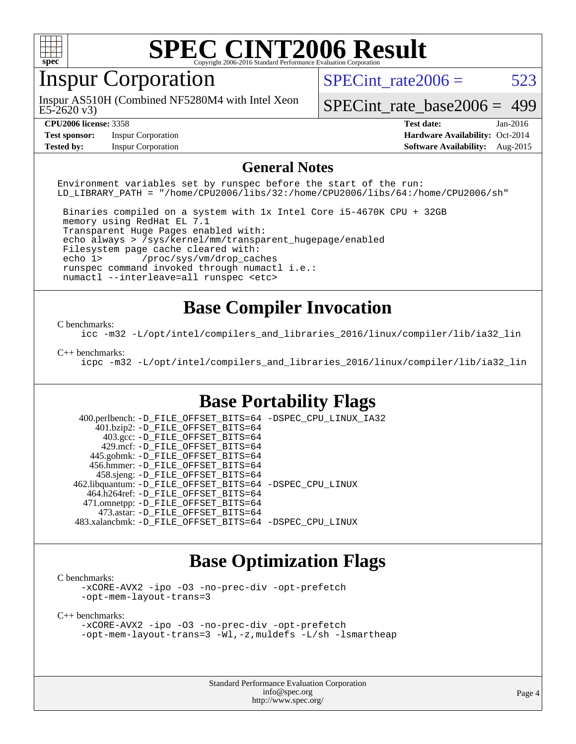# SPEC CINT2006 Result

## Inspur Corporation

Inspur AS510H (Combined NF5280M4 with Intel Xeon E5-2620 v3)

SPECint_rate2006 = 523

SPECint_rate_base2006 = 499

| | | | |
|---|---|---|---|
| **CPU2006 license:** 3358 | | **Test date:** | Jan-2016 |
| **Test sponsor:** | Inspur Corporation | **Hardware Availability:** | Oct-2014 |
| **Tested by:** | Inspur Corporation | **Software Availability:** | Aug-2015 |

## General Notes

```
Environment variables set by runspec before the start of the run:
LD_LIBRARY_PATH = "/home/CPU2006/libs/32:/home/CPU2006/libs/64:/home/CPU2006/sh"

 Binaries compiled on a system with 1x Intel Core i5-4670K CPU + 32GB
 memory using RedHat EL 7.1
 Transparent Huge Pages enabled with:
 echo always > /sys/kernel/mm/transparent_hugepage/enabled
 Filesystem page cache cleared with:
 echo 1>       /proc/sys/vm/drop_caches
 runspec command invoked through numactl i.e.:
 numactl --interleave=all runspec <etc>
```

## Base Compiler Invocation

C benchmarks:

```
icc -m32 -L/opt/intel/compilers_and_libraries_2016/linux/compiler/lib/ia32_lin
```

C++ benchmarks:

```
icpc -m32 -L/opt/intel/compilers_and_libraries_2016/linux/compiler/lib/ia32_lin
```

## Base Portability Flags

```
   400.perlbench: -D_FILE_OFFSET_BITS=64 -DSPEC_CPU_LINUX_IA32
       401.bzip2: -D_FILE_OFFSET_BITS=64
         403.gcc: -D_FILE_OFFSET_BITS=64
         429.mcf: -D_FILE_OFFSET_BITS=64
       445.gobmk: -D_FILE_OFFSET_BITS=64
      456.hmmer: -D_FILE_OFFSET_BITS=64
       458.sjeng: -D_FILE_OFFSET_BITS=64
  462.libquantum: -D_FILE_OFFSET_BITS=64 -DSPEC_CPU_LINUX
     464.h264ref: -D_FILE_OFFSET_BITS=64
     471.omnetpp: -D_FILE_OFFSET_BITS=64
       473.astar: -D_FILE_OFFSET_BITS=64
  483.xalancbmk: -D_FILE_OFFSET_BITS=64 -DSPEC_CPU_LINUX
```

## Base Optimization Flags

C benchmarks:

```
-xCORE-AVX2 -ipo -O3 -no-prec-div -opt-prefetch
-opt-mem-layout-trans=3
```

C++ benchmarks:

```
-xCORE-AVX2 -ipo -O3 -no-prec-div -opt-prefetch
-opt-mem-layout-trans=3 -Wl,-z,muldefs -L/sh -lsmartheap
```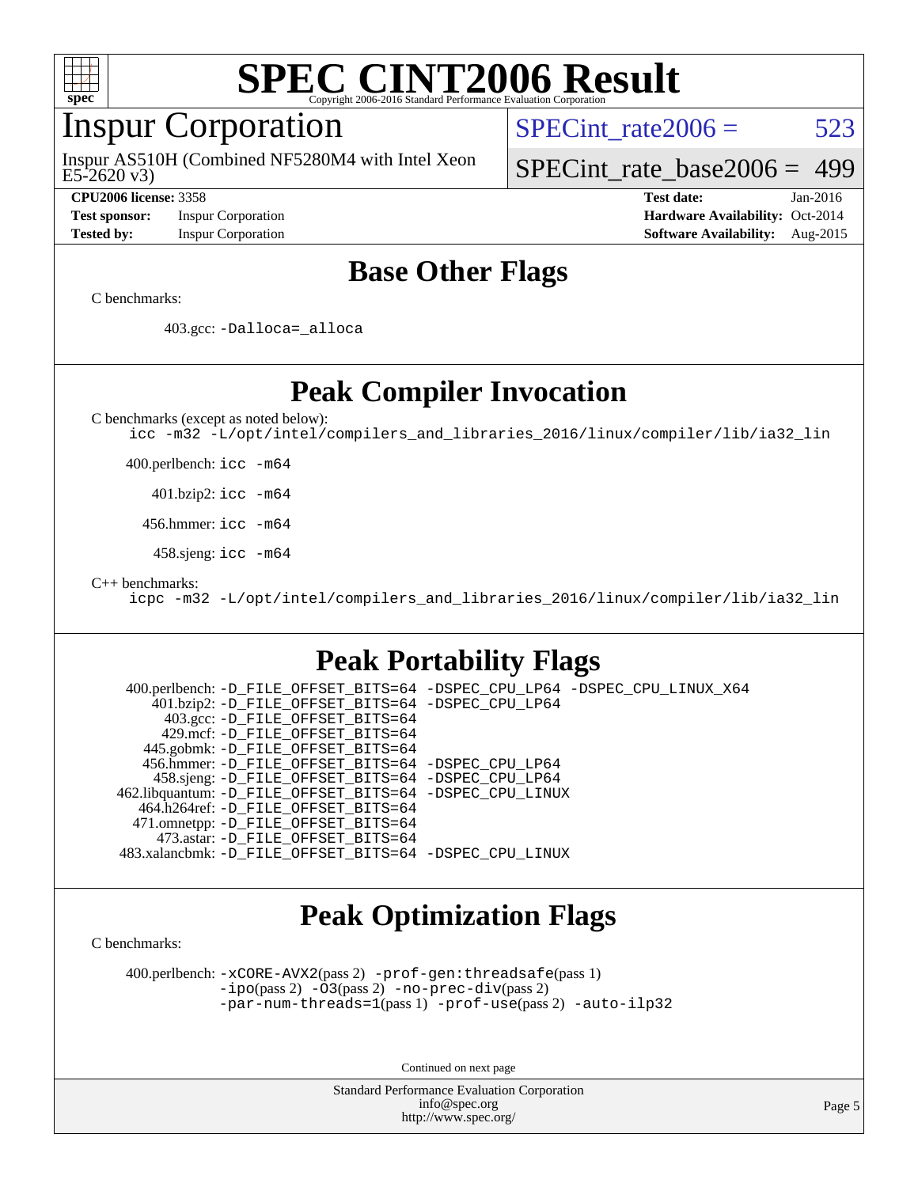# SPEC CINT2006 Result

Copyright 2006-2016 Standard Performance Evaluation Corporation

## Inspur Corporation

Inspur AS510H (Combined NF5280M4 with Intel Xeon E5-2620 v3)

SPECint_rate2006 = 523

SPECint_rate_base2006 = 499

**CPU2006 license:** 3358
**Test sponsor:** Inspur Corporation
**Tested by:** Inspur Corporation

**Test date:** Jan-2016
**Hardware Availability:** Oct-2014
**Software Availability:** Aug-2015

## Base Other Flags

C benchmarks:

403.gcc: `-Dalloca=_alloca`

## Peak Compiler Invocation

C benchmarks (except as noted below):
```
icc -m32 -L/opt/intel/compilers_and_libraries_2016/linux/compiler/lib/ia32_lin
```

400.perlbench: `icc -m64`

401.bzip2: `icc -m64`

456.hmmer: `icc -m64`

458.sjeng: `icc -m64`

C++ benchmarks:
```
icpc -m32 -L/opt/intel/compilers_and_libraries_2016/linux/compiler/lib/ia32_lin
```

## Peak Portability Flags

400.perlbench: `-D_FILE_OFFSET_BITS=64 -DSPEC_CPU_LP64 -DSPEC_CPU_LINUX_X64`
401.bzip2: `-D_FILE_OFFSET_BITS=64 -DSPEC_CPU_LP64`
403.gcc: `-D_FILE_OFFSET_BITS=64`
429.mcf: `-D_FILE_OFFSET_BITS=64`
445.gobmk: `-D_FILE_OFFSET_BITS=64`
456.hmmer: `-D_FILE_OFFSET_BITS=64 -DSPEC_CPU_LP64`
458.sjeng: `-D_FILE_OFFSET_BITS=64 -DSPEC_CPU_LP64`
462.libquantum: `-D_FILE_OFFSET_BITS=64 -DSPEC_CPU_LINUX`
464.h264ref: `-D_FILE_OFFSET_BITS=64`
471.omnetpp: `-D_FILE_OFFSET_BITS=64`
473.astar: `-D_FILE_OFFSET_BITS=64`
483.xalancbmk: `-D_FILE_OFFSET_BITS=64 -DSPEC_CPU_LINUX`

## Peak Optimization Flags

C benchmarks:

400.perlbench: `-xCORE-AVX2`(pass 2) `-prof-gen:threadsafe`(pass 1) `-ipo`(pass 2) `-O3`(pass 2) `-no-prec-div`(pass 2) `-par-num-threads=1`(pass 1) `-prof-use`(pass 2) `-auto-ilp32`

Continued on next page

Standard Performance Evaluation Corporation
info@spec.org
http://www.spec.org/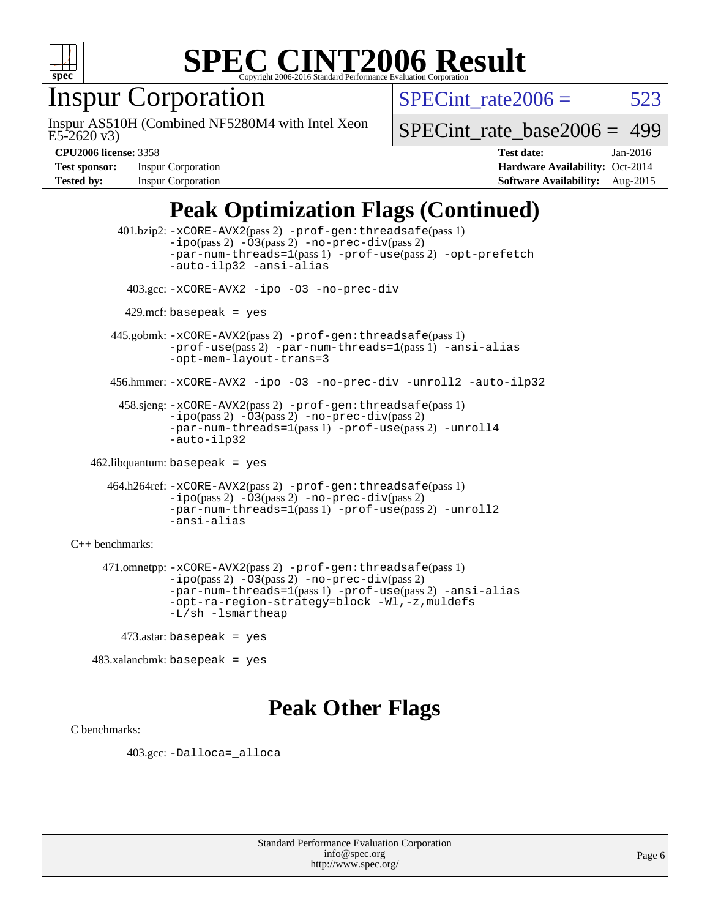# Peak Optimization Flags (Continued)

401.bzip2: -xCORE-AVX2(pass 2) -prof-gen:threadsafe(pass 1) -ipo(pass 2) -O3(pass 2) -no-prec-div(pass 2) -par-num-threads=1(pass 1) -prof-use(pass 2) -opt-prefetch -auto-ilp32 -ansi-alias

403.gcc: -xCORE-AVX2 -ipo -O3 -no-prec-div

429.mcf: basepeak = yes

445.gobmk: -xCORE-AVX2(pass 2) -prof-gen:threadsafe(pass 1) -prof-use(pass 2) -par-num-threads=1(pass 1) -ansi-alias -opt-mem-layout-trans=3

456.hmmer: -xCORE-AVX2 -ipo -O3 -no-prec-div -unroll2 -auto-ilp32

458.sjeng: -xCORE-AVX2(pass 2) -prof-gen:threadsafe(pass 1) -ipo(pass 2) -O3(pass 2) -no-prec-div(pass 2) -par-num-threads=1(pass 1) -prof-use(pass 2) -unroll4 -auto-ilp32

462.libquantum: basepeak = yes

464.h264ref: -xCORE-AVX2(pass 2) -prof-gen:threadsafe(pass 1) -ipo(pass 2) -O3(pass 2) -no-prec-div(pass 2) -par-num-threads=1(pass 1) -prof-use(pass 2) -unroll2 -ansi-alias

C++ benchmarks:

471.omnetpp: -xCORE-AVX2(pass 2) -prof-gen:threadsafe(pass 1) -ipo(pass 2) -O3(pass 2) -no-prec-div(pass 2) -par-num-threads=1(pass 1) -prof-use(pass 2) -ansi-alias -opt-ra-region-strategy=block -Wl,-z,muldefs -L/sh -lsmartheap

473.astar: basepeak = yes

483.xalancbmk: basepeak = yes

# Peak Other Flags

C benchmarks:

403.gcc: -Dalloca=_alloca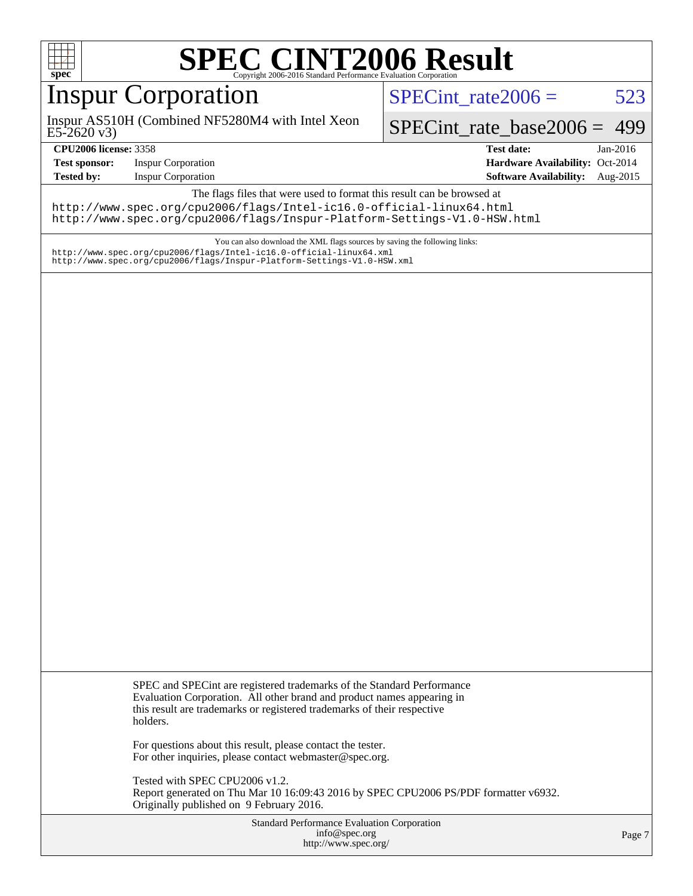# SPEC CINT2006 Result

Copyright 2006-2016 Standard Performance Evaluation Corporation

## Inspur Corporation

Inspur AS510H (Combined NF5280M4 with Intel Xeon E5-2620 v3)

SPECint_rate2006 = 523

SPECint_rate_base2006 = 499

| | | | |
|---|---|---|---|
| **CPU2006 license:** | 3358 | **Test date:** | Jan-2016 |
| **Test sponsor:** | Inspur Corporation | **Hardware Availability:** | Oct-2014 |
| **Tested by:** | Inspur Corporation | **Software Availability:** | Aug-2015 |

The flags files that were used to format this result can be browsed at

http://www.spec.org/cpu2006/flags/Intel-ic16.0-official-linux64.html
http://www.spec.org/cpu2006/flags/Inspur-Platform-Settings-V1.0-HSW.html

You can also download the XML flags sources by saving the following links:

http://www.spec.org/cpu2006/flags/Intel-ic16.0-official-linux64.xml
http://www.spec.org/cpu2006/flags/Inspur-Platform-Settings-V1.0-HSW.xml

SPEC and SPECint are registered trademarks of the Standard Performance Evaluation Corporation. All other brand and product names appearing in this result are trademarks or registered trademarks of their respective holders.

For questions about this result, please contact the tester.
For other inquiries, please contact webmaster@spec.org.

Tested with SPEC CPU2006 v1.2.
Report generated on Thu Mar 10 16:09:43 2016 by SPEC CPU2006 PS/PDF formatter v6932.
Originally published on 9 February 2016.

Standard Performance Evaluation Corporation
info@spec.org
http://www.spec.org/